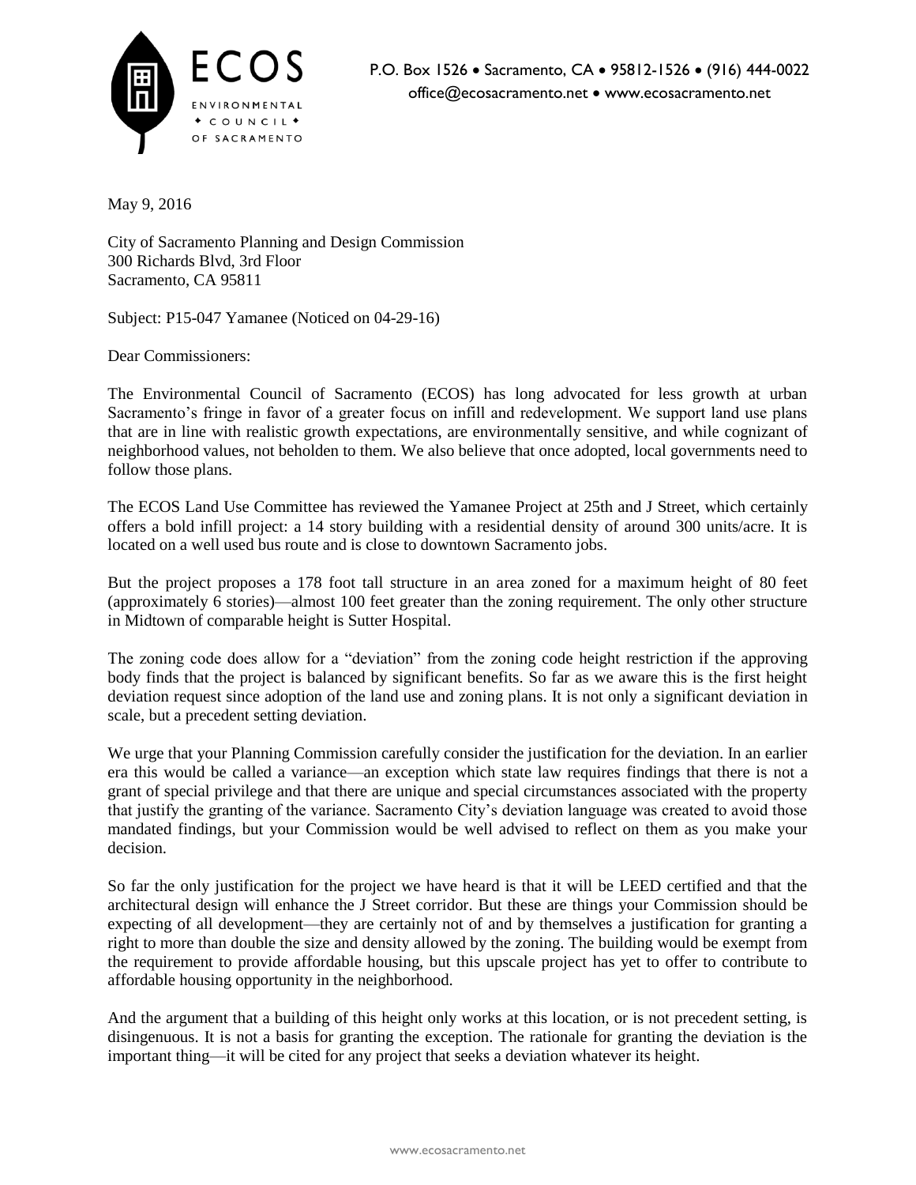ECOS

ENVIRONMENTAL
✦ COUNCIL ✦
OF SACRAMENTO

P.O. Box 1526 • Sacramento, CA • 95812-1526 • (916) 444-0022
office@ecosacramento.net • www.ecosacramento.net

May 9, 2016

City of Sacramento Planning and Design Commission
300 Richards Blvd, 3rd Floor
Sacramento, CA 95811

Subject: P15-047 Yamanee (Noticed on 04-29-16)

Dear Commissioners:

The Environmental Council of Sacramento (ECOS) has long advocated for less growth at urban Sacramento's fringe in favor of a greater focus on infill and redevelopment. We support land use plans that are in line with realistic growth expectations, are environmentally sensitive, and while cognizant of neighborhood values, not beholden to them. We also believe that once adopted, local governments need to follow those plans.

The ECOS Land Use Committee has reviewed the Yamanee Project at 25th and J Street, which certainly offers a bold infill project: a 14 story building with a residential density of around 300 units/acre. It is located on a well used bus route and is close to downtown Sacramento jobs.

But the project proposes a 178 foot tall structure in an area zoned for a maximum height of 80 feet (approximately 6 stories)—almost 100 feet greater than the zoning requirement. The only other structure in Midtown of comparable height is Sutter Hospital.

The zoning code does allow for a "deviation" from the zoning code height restriction if the approving body finds that the project is balanced by significant benefits. So far as we aware this is the first height deviation request since adoption of the land use and zoning plans. It is not only a significant deviation in scale, but a precedent setting deviation.

We urge that your Planning Commission carefully consider the justification for the deviation. In an earlier era this would be called a variance—an exception which state law requires findings that there is not a grant of special privilege and that there are unique and special circumstances associated with the property that justify the granting of the variance. Sacramento City's deviation language was created to avoid those mandated findings, but your Commission would be well advised to reflect on them as you make your decision.

So far the only justification for the project we have heard is that it will be LEED certified and that the architectural design will enhance the J Street corridor. But these are things your Commission should be expecting of all development—they are certainly not of and by themselves a justification for granting a right to more than double the size and density allowed by the zoning. The building would be exempt from the requirement to provide affordable housing, but this upscale project has yet to offer to contribute to affordable housing opportunity in the neighborhood.

And the argument that a building of this height only works at this location, or is not precedent setting, is disingenuous. It is not a basis for granting the exception. The rationale for granting the deviation is the important thing—it will be cited for any project that seeks a deviation whatever its height.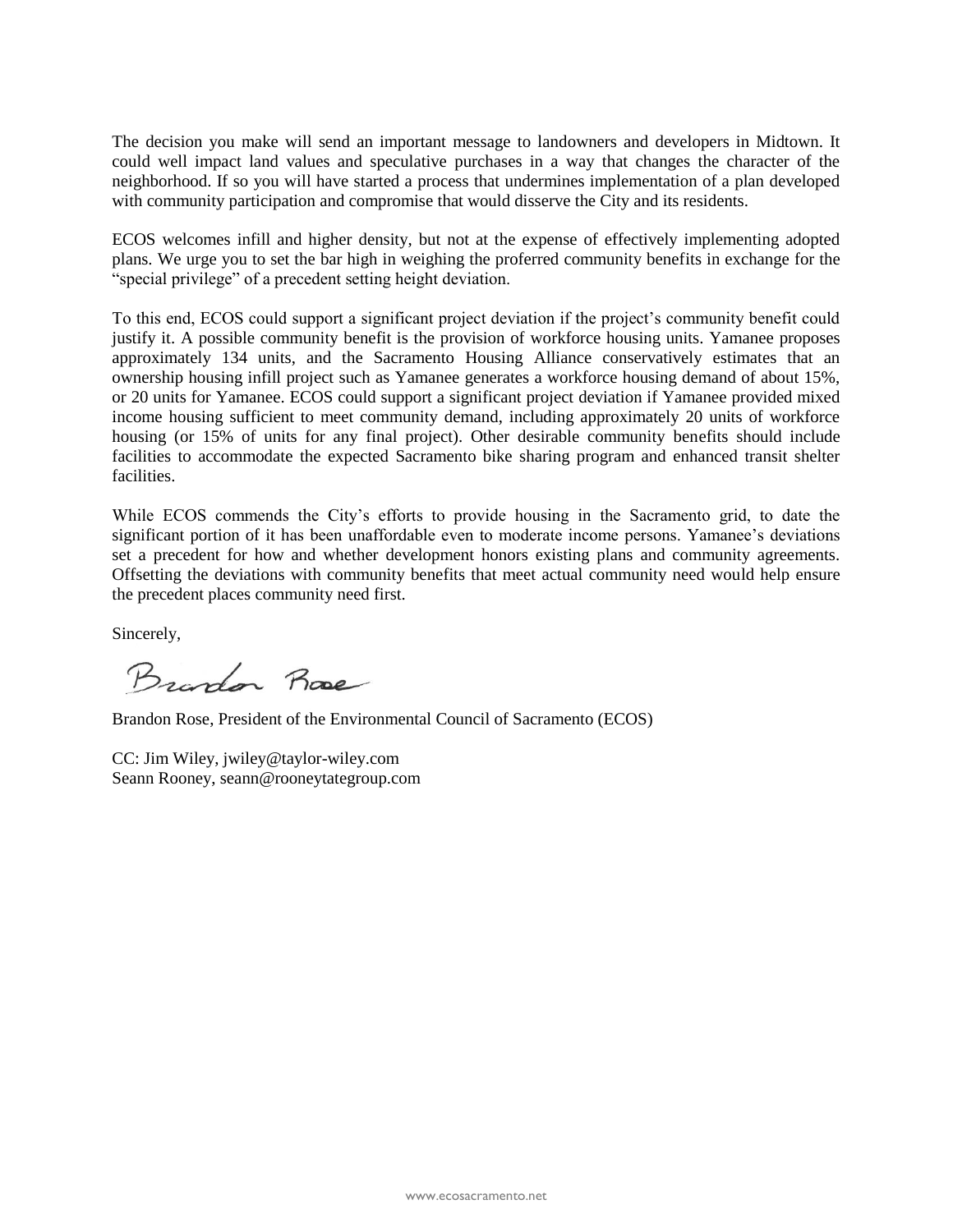The decision you make will send an important message to landowners and developers in Midtown. It could well impact land values and speculative purchases in a way that changes the character of the neighborhood. If so you will have started a process that undermines implementation of a plan developed with community participation and compromise that would disserve the City and its residents.

ECOS welcomes infill and higher density, but not at the expense of effectively implementing adopted plans. We urge you to set the bar high in weighing the proferred community benefits in exchange for the "special privilege" of a precedent setting height deviation.

To this end, ECOS could support a significant project deviation if the project's community benefit could justify it. A possible community benefit is the provision of workforce housing units. Yamanee proposes approximately 134 units, and the Sacramento Housing Alliance conservatively estimates that an ownership housing infill project such as Yamanee generates a workforce housing demand of about 15%, or 20 units for Yamanee. ECOS could support a significant project deviation if Yamanee provided mixed income housing sufficient to meet community demand, including approximately 20 units of workforce housing (or 15% of units for any final project). Other desirable community benefits should include facilities to accommodate the expected Sacramento bike sharing program and enhanced transit shelter facilities.

While ECOS commends the City's efforts to provide housing in the Sacramento grid, to date the significant portion of it has been unaffordable even to moderate income persons. Yamanee's deviations set a precedent for how and whether development honors existing plans and community agreements. Offsetting the deviations with community benefits that meet actual community need would help ensure the precedent places community need first.

Sincerely,

Brandon Rose

Brandon Rose, President of the Environmental Council of Sacramento (ECOS)

CC: Jim Wiley, jwiley@taylor-wiley.com
Seann Rooney, seann@rooneytategroup.com